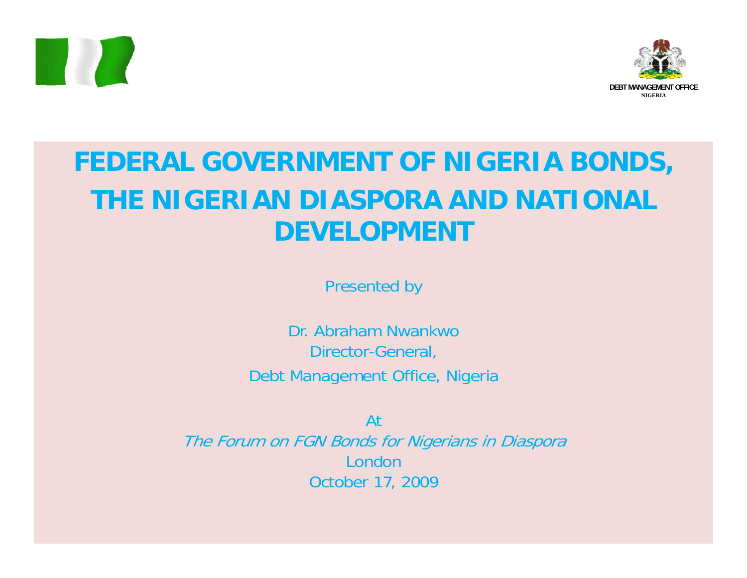DEBT MANAGEMENT OFFICE
NIGERIA

# FEDERAL GOVERNMENT OF NIGERIA BONDS, THE NIGERIAN DIASPORA AND NATIONAL DEVELOPMENT

Presented by

Dr. Abraham Nwankwo
Director-General,
Debt Management Office, Nigeria

At
*The Forum on FGN Bonds for Nigerians in Diaspora*
London
October 17, 2009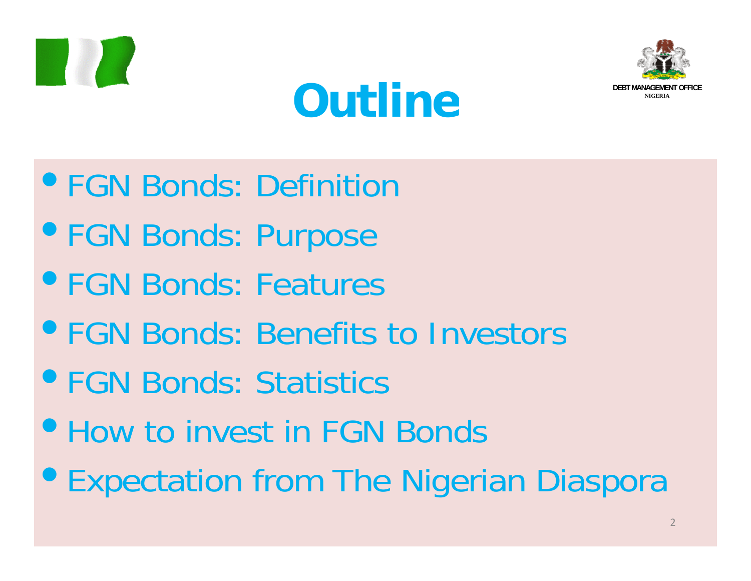DEBT MANAGEMENT OFFICE
NIGERIA

# Outline

- FGN Bonds: Definition
- FGN Bonds: Purpose
- FGN Bonds: Features
- FGN Bonds: Benefits to Investors
- FGN Bonds: Statistics
- How to invest in FGN Bonds
- Expectation from The Nigerian Diaspora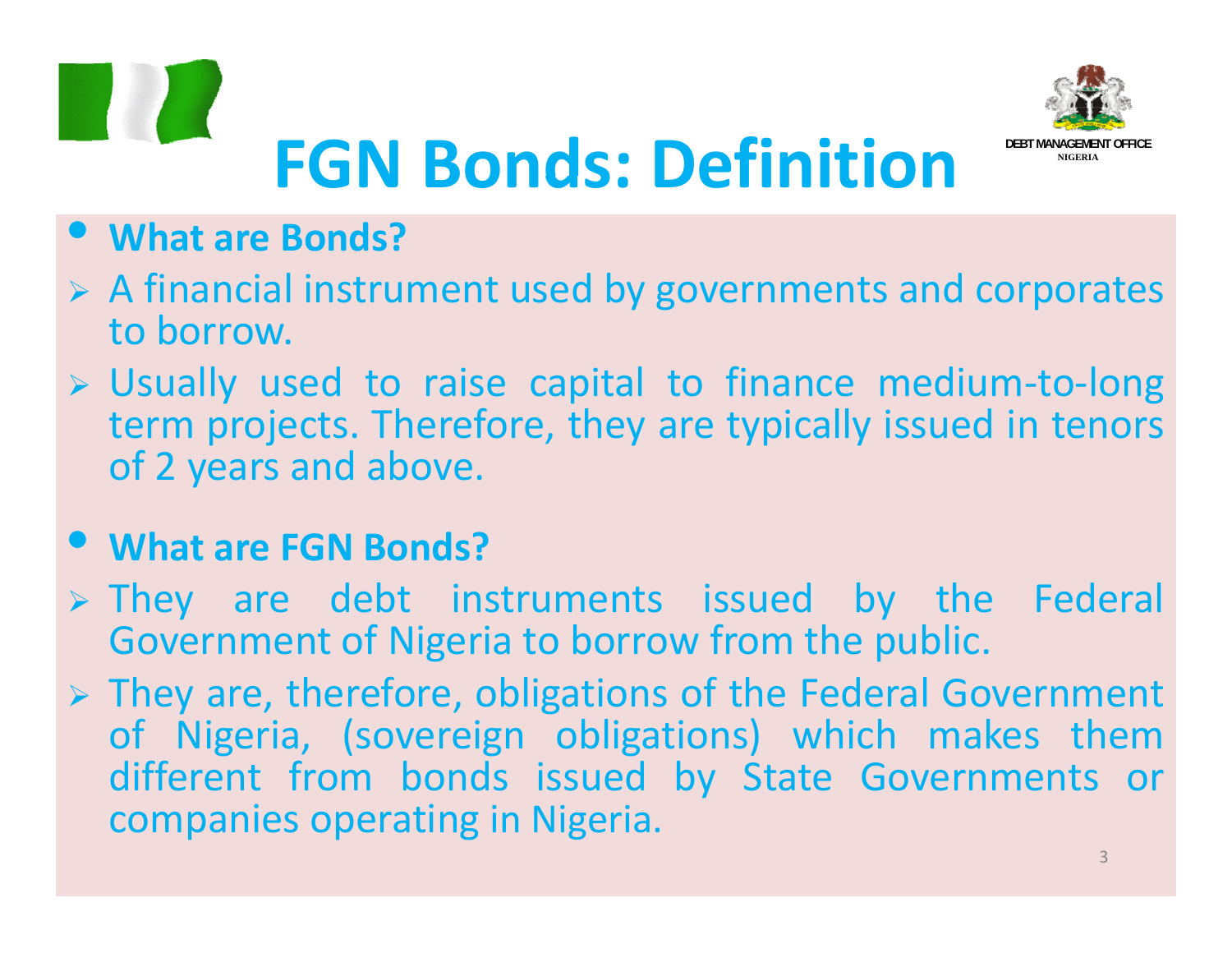DEBT MANAGEMENT OFFICE
NIGERIA

# FGN Bonds: Definition

- **What are Bonds?**
  - A financial instrument used by governments and corporates to borrow.
  - Usually used to raise capital to finance medium-to-long term projects. Therefore, they are typically issued in tenors of 2 years and above.

- **What are FGN Bonds?**
  - They are debt instruments issued by the Federal Government of Nigeria to borrow from the public.
  - They are, therefore, obligations of the Federal Government of Nigeria, (sovereign obligations) which makes them different from bonds issued by State Governments or companies operating in Nigeria.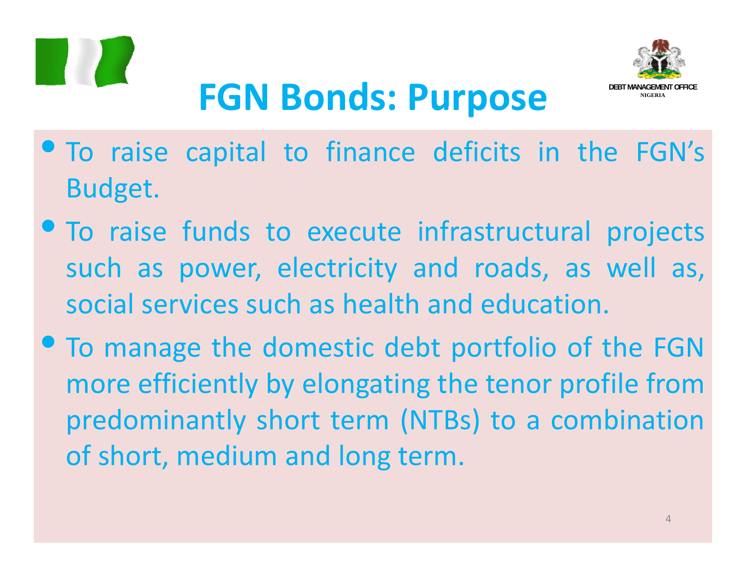# FGN Bonds: Purpose

- To raise capital to finance deficits in the FGN's Budget.
- To raise funds to execute infrastructural projects such as power, electricity and roads, as well as, social services such as health and education.
- To manage the domestic debt portfolio of the FGN more efficiently by elongating the tenor profile from predominantly short term (NTBs) to a combination of short, medium and long term.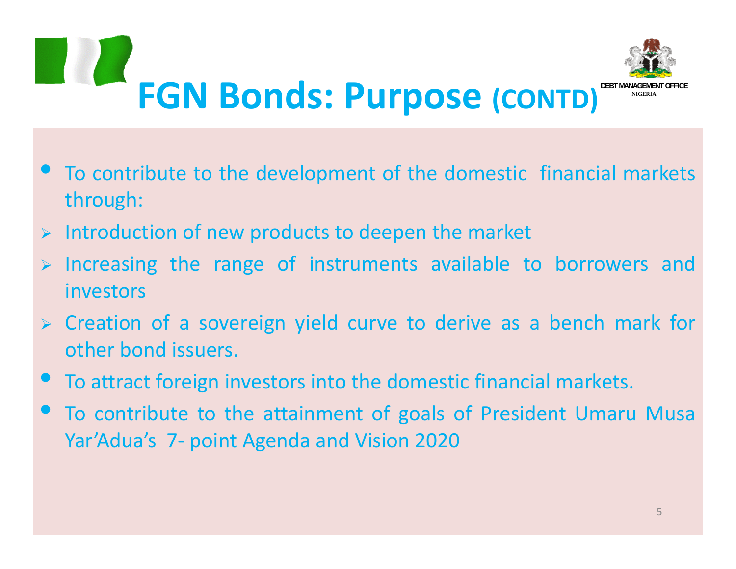# FGN Bonds: Purpose (CONTD)

DEBT MANAGEMENT OFFICE
NIGERIA

- To contribute to the development of the domestic financial markets through:
  - Introduction of new products to deepen the market
  - Increasing the range of instruments available to borrowers and investors
  - Creation of a sovereign yield curve to derive as a bench mark for other bond issuers.
- To attract foreign investors into the domestic financial markets.
- To contribute to the attainment of goals of President Umaru Musa Yar'Adua's 7- point Agenda and Vision 2020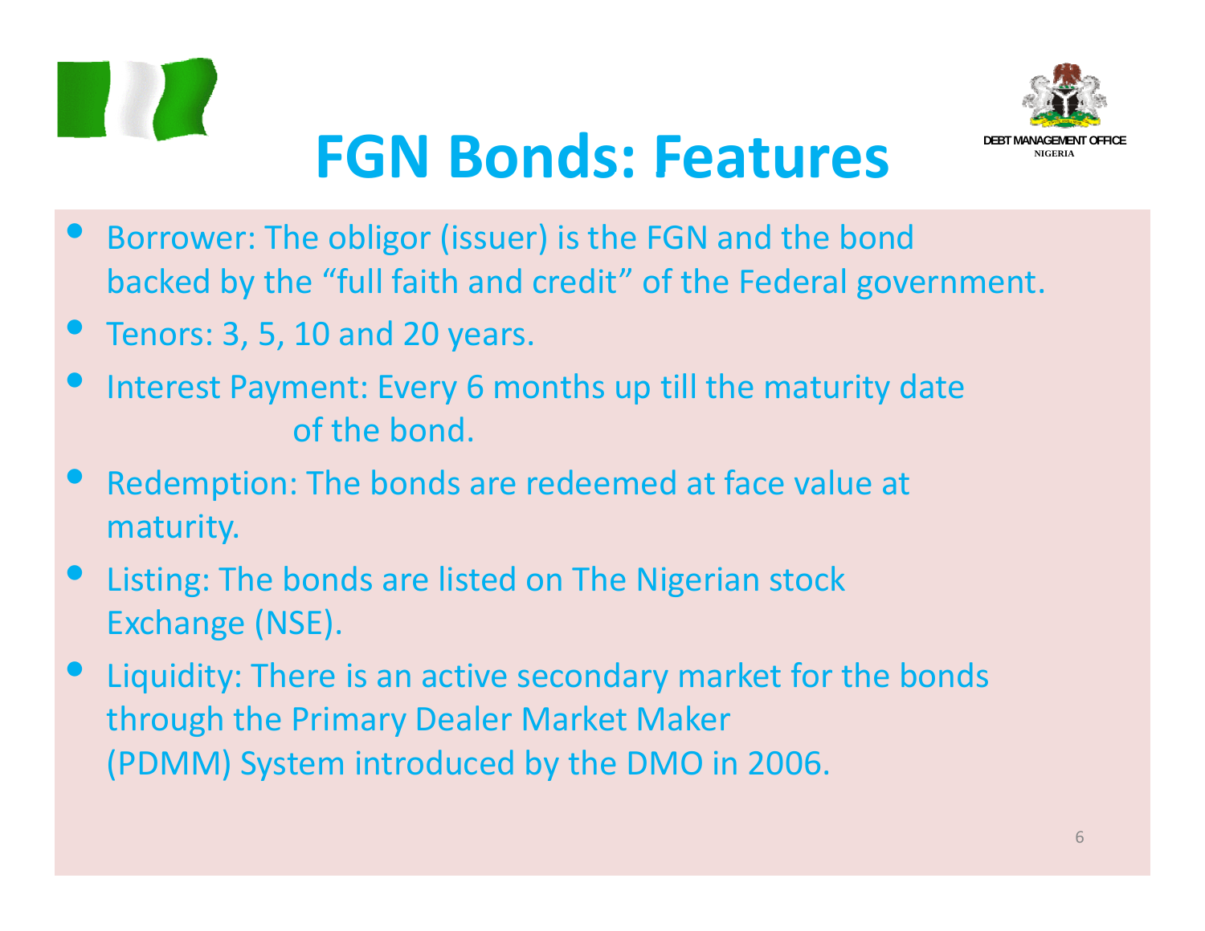# FGN Bonds: Features

- Borrower: The obligor (issuer) is the FGN and the bond backed by the "full faith and credit" of the Federal government.
- Tenors: 3, 5, 10 and 20 years.
- Interest Payment: Every 6 months up till the maturity date of the bond.
- Redemption: The bonds are redeemed at face value at maturity.
- Listing: The bonds are listed on The Nigerian stock Exchange (NSE).
- Liquidity: There is an active secondary market for the bonds through the Primary Dealer Market Maker (PDMM) System introduced by the DMO in 2006.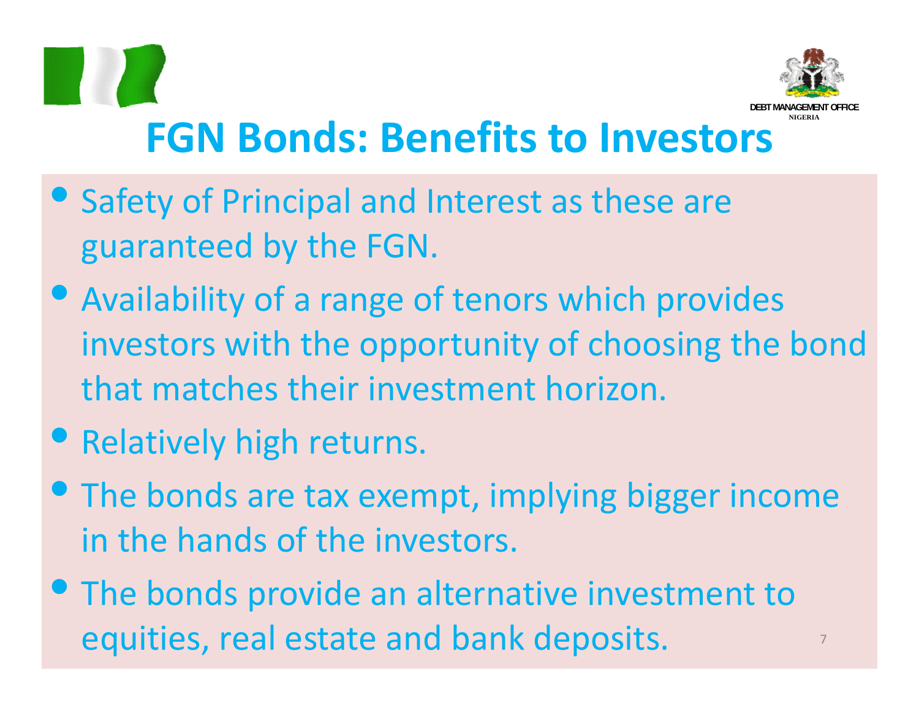DEBT MANAGEMENT OFFICE NIGERIA

# FGN Bonds: Benefits to Investors

- Safety of Principal and Interest as these are guaranteed by the FGN.
- Availability of a range of tenors which provides investors with the opportunity of choosing the bond that matches their investment horizon.
- Relatively high returns.
- The bonds are tax exempt, implying bigger income in the hands of the investors.
- The bonds provide an alternative investment to equities, real estate and bank deposits.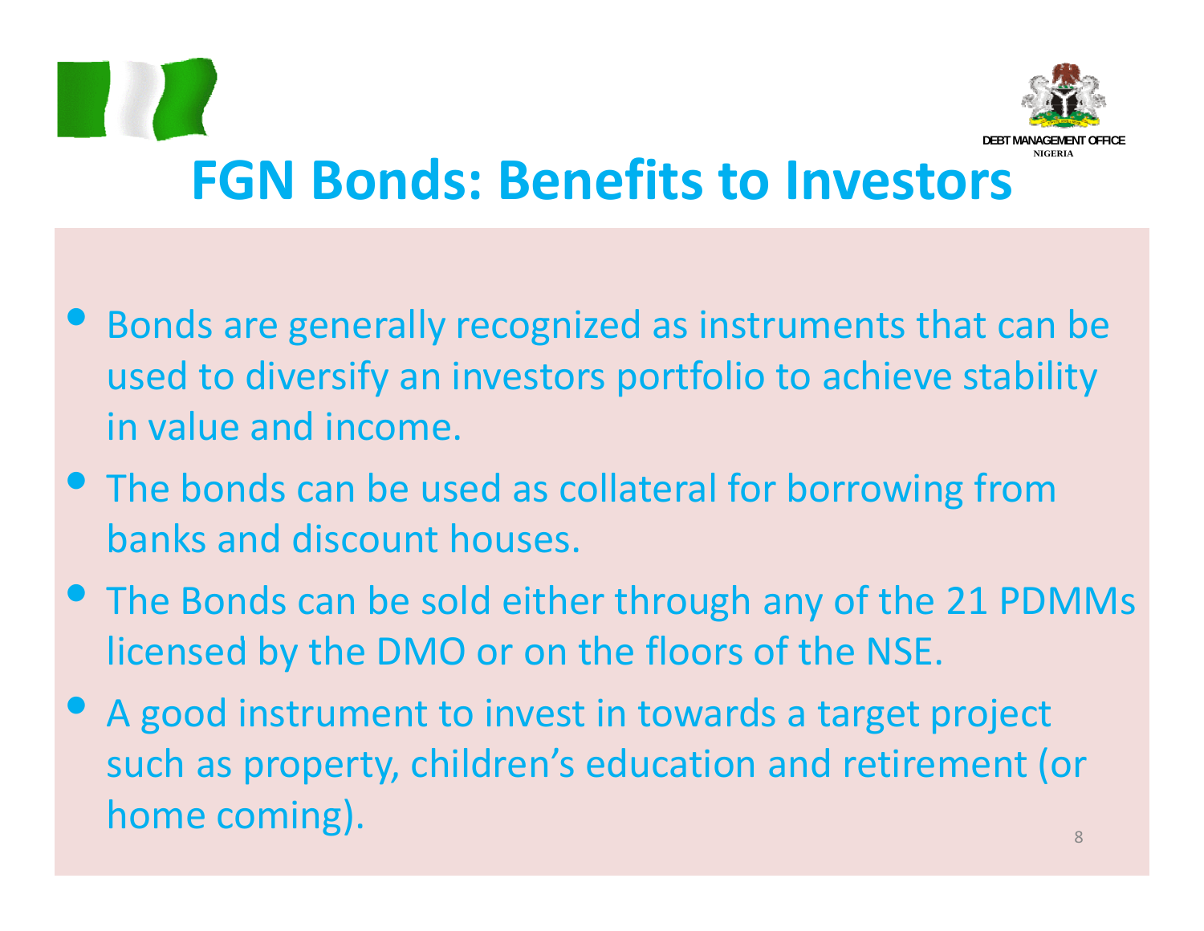# FGN Bonds: Benefits to Investors

- Bonds are generally recognized as instruments that can be used to diversify an investors portfolio to achieve stability in value and income.
- The bonds can be used as collateral for borrowing from banks and discount houses.
- The Bonds can be sold either through any of the 21 PDMMs licensed by the DMO or on the floors of the NSE.
- A good instrument to invest in towards a target project such as property, children's education and retirement (or home coming).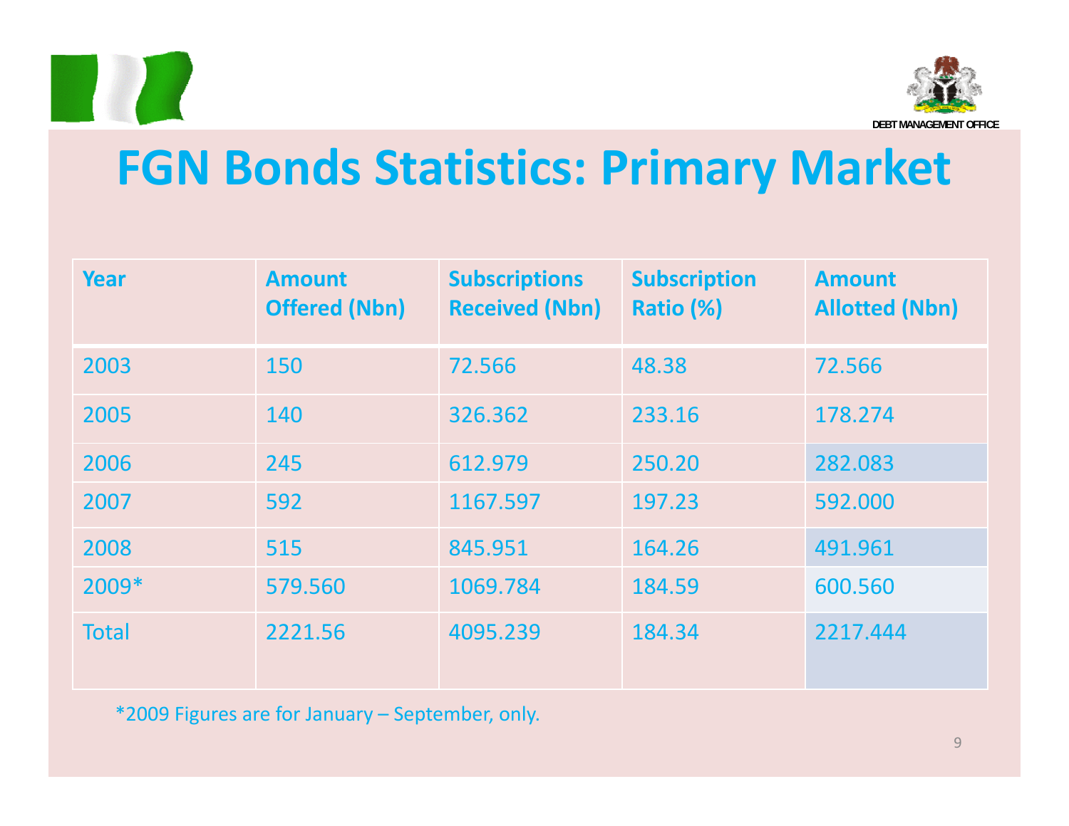# FGN Bonds Statistics: Primary Market

| Year | Amount Offered (Nbn) | Subscriptions Received (Nbn) | Subscription Ratio (%) | Amount Allotted (Nbn) |
|---|---|---|---|---|
| 2003 | 150 | 72.566 | 48.38 | 72.566 |
| 2005 | 140 | 326.362 | 233.16 | 178.274 |
| 2006 | 245 | 612.979 | 250.20 | 282.083 |
| 2007 | 592 | 1167.597 | 197.23 | 592.000 |
| 2008 | 515 | 845.951 | 164.26 | 491.961 |
| 2009* | 579.560 | 1069.784 | 184.59 | 600.560 |
| Total | 2221.56 | 4095.239 | 184.34 | 2217.444 |

*2009 Figures are for January – September, only.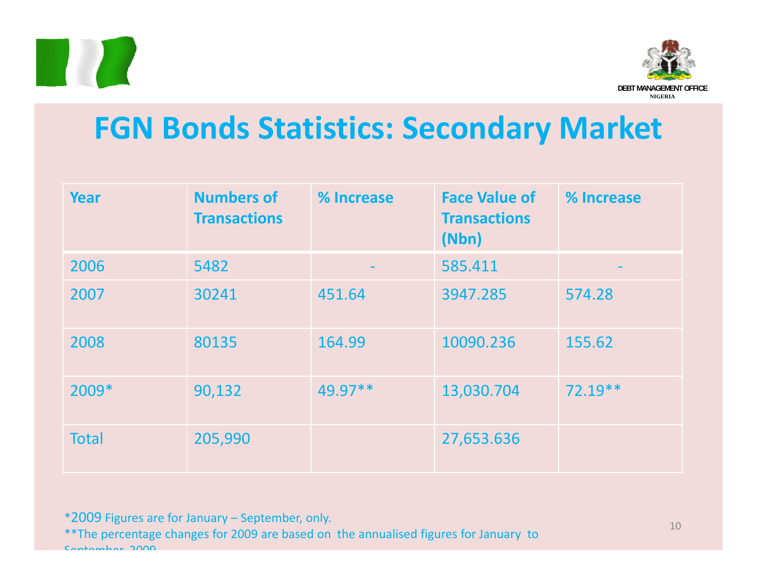DEBT MANAGEMENT OFFICE
NIGERIA

# FGN Bonds Statistics: Secondary Market

| Year | Numbers of Transactions | % Increase | Face Value of Transactions (Nbn) | % Increase |
|---|---|---|---|---|
| 2006 | 5482 | - | 585.411 | - |
| 2007 | 30241 | 451.64 | 3947.285 | 574.28 |
| 2008 | 80135 | 164.99 | 10090.236 | 155.62 |
| 2009* | 90,132 | 49.97** | 13,030.704 | 72.19** |
| Total | 205,990 | | 27,653.636 | |

*2009 Figures are for January – September, only.

**The percentage changes for 2009 are based on the annualised figures for January to September, 2009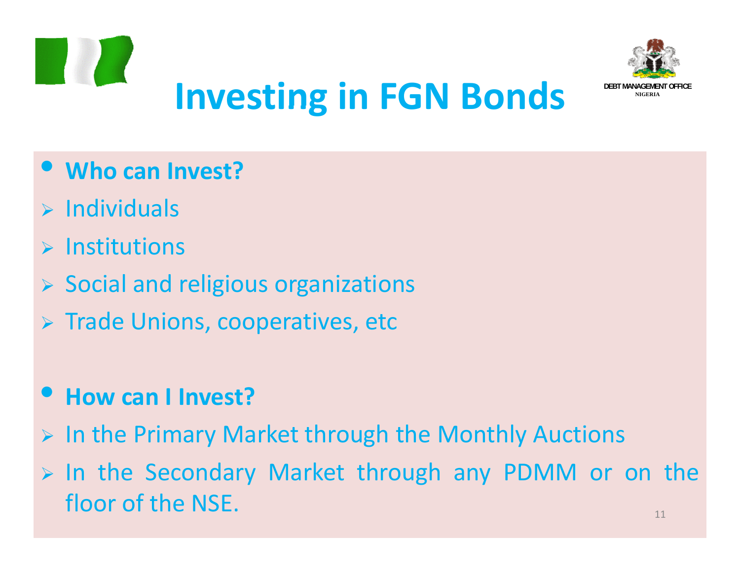# Investing in FGN Bonds

DEBT MANAGEMENT OFFICE
NIGERIA

- **Who can Invest?**
  - Individuals
  - Institutions
  - Social and religious organizations
  - Trade Unions, cooperatives, etc

- **How can I Invest?**
  - In the Primary Market through the Monthly Auctions
  - In the Secondary Market through any PDMM or on the floor of the NSE.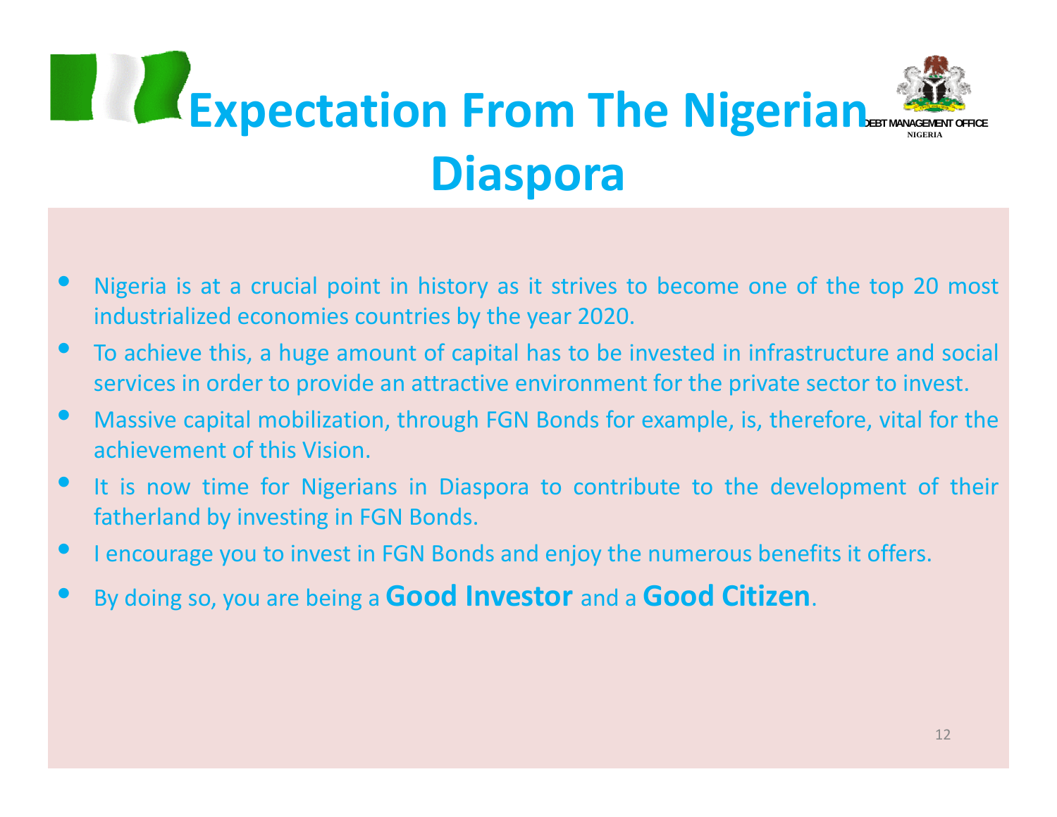# Expectation From The Nigerian Diaspora

DEBT MANAGEMENT OFFICE
NIGERIA

- Nigeria is at a crucial point in history as it strives to become one of the top 20 most industrialized economies countries by the year 2020.
- To achieve this, a huge amount of capital has to be invested in infrastructure and social services in order to provide an attractive environment for the private sector to invest.
- Massive capital mobilization, through FGN Bonds for example, is, therefore, vital for the achievement of this Vision.
- It is now time for Nigerians in Diaspora to contribute to the development of their fatherland by investing in FGN Bonds.
- I encourage you to invest in FGN Bonds and enjoy the numerous benefits it offers.
- By doing so, you are being a **Good Investor** and a **Good Citizen**.